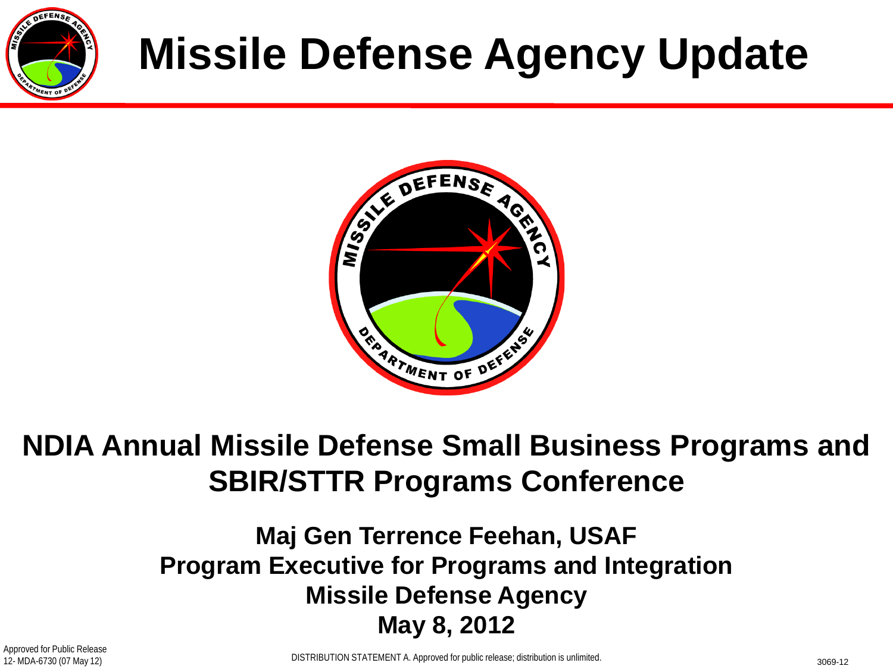# Missile Defense Agency Update

## NDIA Annual Missile Defense Small Business Programs and SBIR/STTR Programs Conference

**Maj Gen Terrence Feehan, USAF**
**Program Executive for Programs and Integration**
**Missile Defense Agency**
**May 8, 2012**

Approved for Public Release
12- MDA-6730 (07 May 12)

DISTRIBUTION STATEMENT A. Approved for public release; distribution is unlimited.

3069-12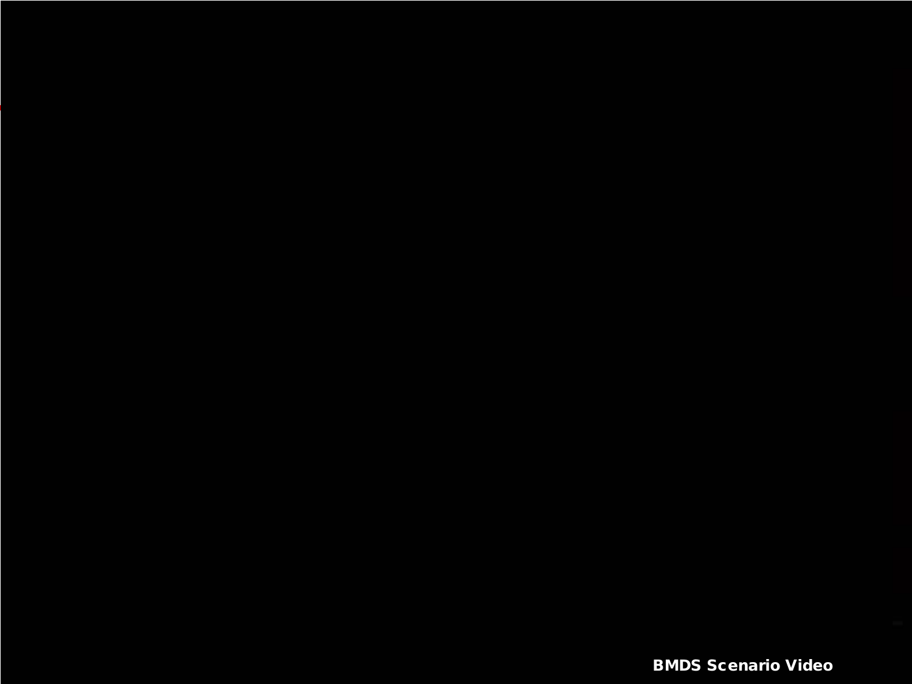BMDS Scenario Video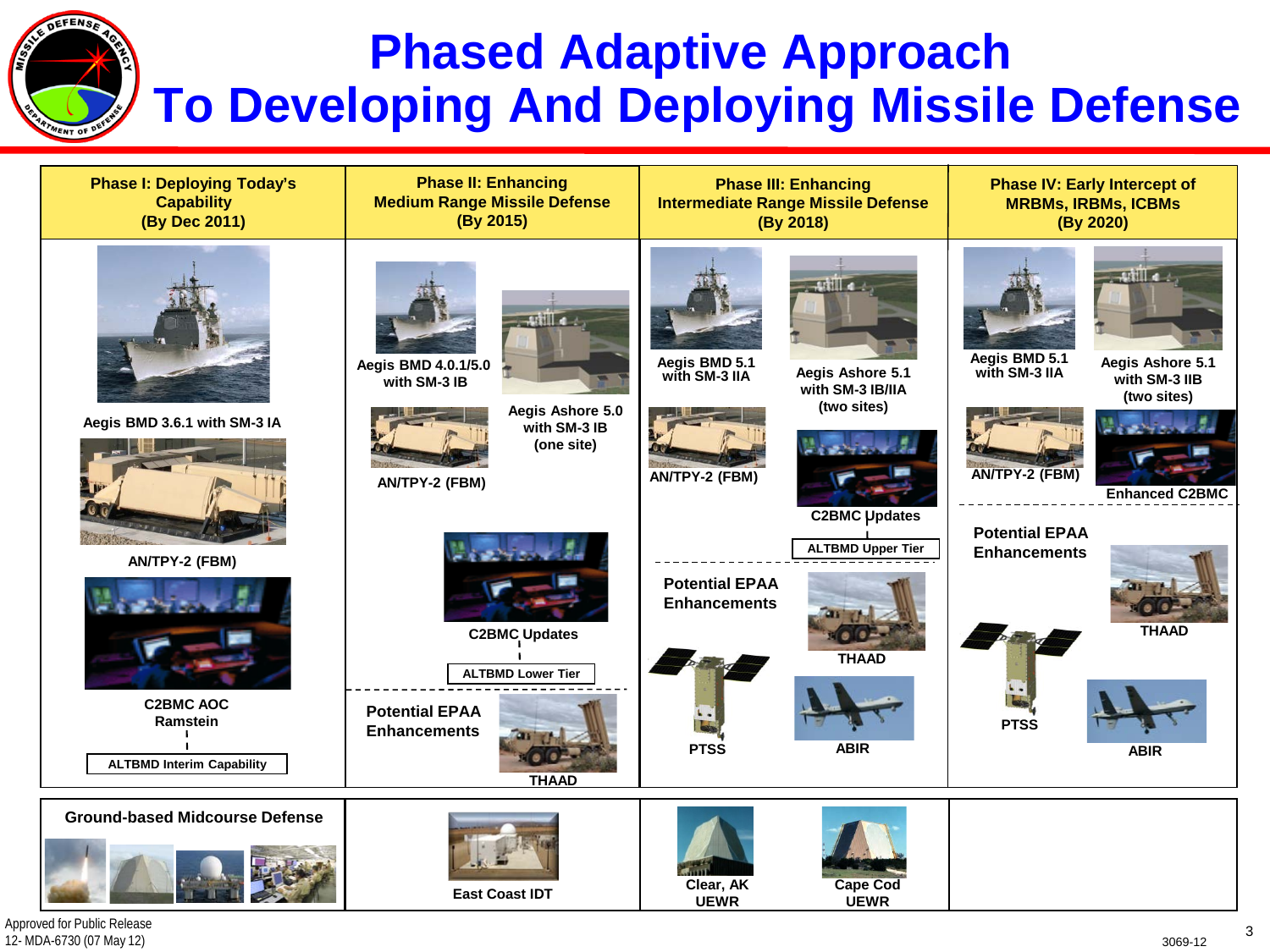# Phased Adaptive Approach To Developing And Deploying Missile Defense

| Phase I: Deploying Today's Capability (By Dec 2011) | Phase II: Enhancing Medium Range Missile Defense (By 2015) | Phase III: Enhancing Intermediate Range Missile Defense (By 2018) | Phase IV: Early Intercept of MRBMs, IRBMs, ICBMs (By 2020) |
| --- | --- | --- | --- |
| Aegis BMD 3.6.1 with SM-3 IA<br>AN/TPY-2 (FBM)<br>C2BMC AOC Ramstein<br>ALTBMD Interim Capability | Aegis BMD 4.0.1/5.0 with SM-3 IB<br>Aegis Ashore 5.0 with SM-3 IB (one site)<br>AN/TPY-2 (FBM)<br>C2BMC Updates<br>ALTBMD Lower Tier<br>**Potential EPAA Enhancements**: THAAD | Aegis BMD 5.1 with SM-3 IIA<br>Aegis Ashore 5.1 with SM-3 IB/IIA (two sites)<br>AN/TPY-2 (FBM)<br>C2BMC Updates<br>ALTBMD Upper Tier<br>**Potential EPAA Enhancements**: THAAD, PTSS, ABIR | Aegis BMD 5.1 with SM-3 IIA<br>Aegis Ashore 5.1 with SM-3 IIB (two sites)<br>AN/TPY-2 (FBM)<br>Enhanced C2BMC<br>**Potential EPAA Enhancements**: THAAD, PTSS, ABIR |
| Ground-based Midcourse Defense | East Coast IDT | Clear, AK UEWR<br>Cape Cod UEWR | |

Approved for Public Release
12- MDA-6730 (07 May 12)

3069-12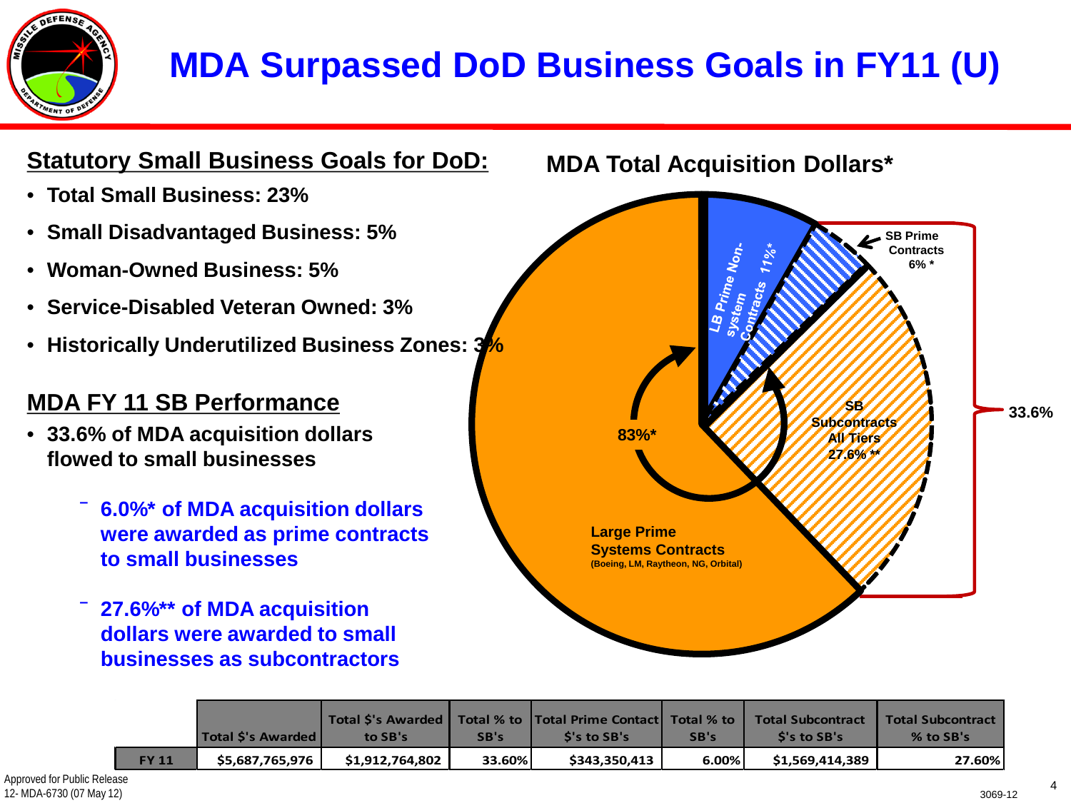# MDA Surpassed DoD Business Goals in FY11 (U)

## Statutory Small Business Goals for DoD:

- **Total Small Business: 23%**
- **Small Disadvantaged Business: 5%**
- **Woman-Owned Business: 5%**
- **Service-Disabled Veteran Owned: 3%**
- **Historically Underutilized Business Zones: 3%**

## MDA FY 11 SB Performance

- **33.6% of MDA acquisition dollars flowed to small businesses**
  - **6.0%* of MDA acquisition dollars were awarded as prime contracts to small businesses**
  - **27.6%** of MDA acquisition dollars were awarded to small businesses as subcontractors**

## MDA Total Acquisition Dollars*

- LB Prime Non-system Contracts 11%*
- SB Prime Contracts 6% *
- SB Subcontracts All Tiers 27.6% **
- Large Prime Systems Contracts (Boeing, LM, Raytheon, NG, Orbital)
- 83%*
- 33.6%

| | Total $'s Awarded | Total $'s Awarded to SB's | Total % to SB's | Total Prime Contact $'s to SB's | Total % to SB's | Total Subcontract $'s to SB's | Total Subcontract % to SB's |
|---|---|---|---|---|---|---|---|
| FY 11 | $5,687,765,976 | $1,912,764,802 | 33.60% | $343,350,413 | 6.00% | $1,569,414,389 | 27.60% |

Approved for Public Release
12- MDA-6730 (07 May 12)

3069-12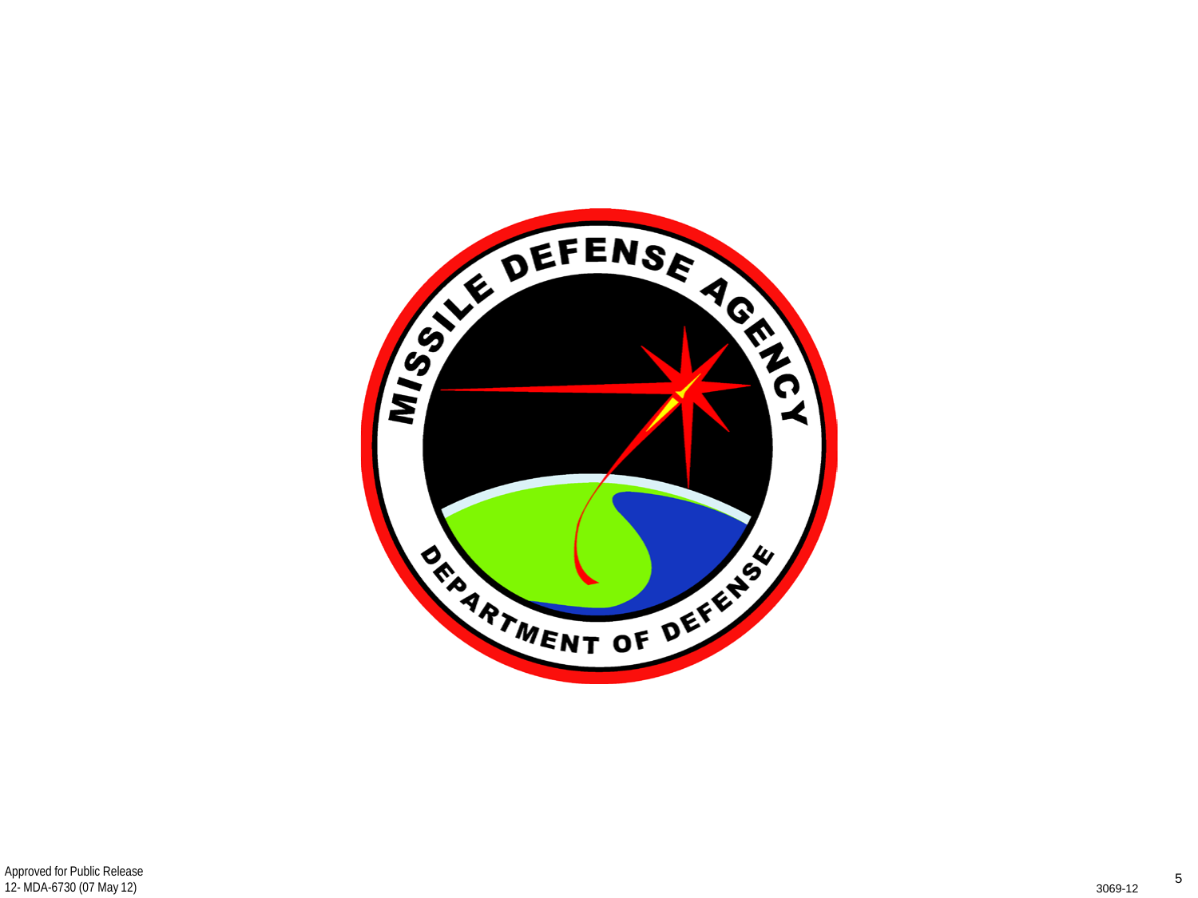MISSILE DEFENSE AGENCY

DEPARTMENT OF DEFENSE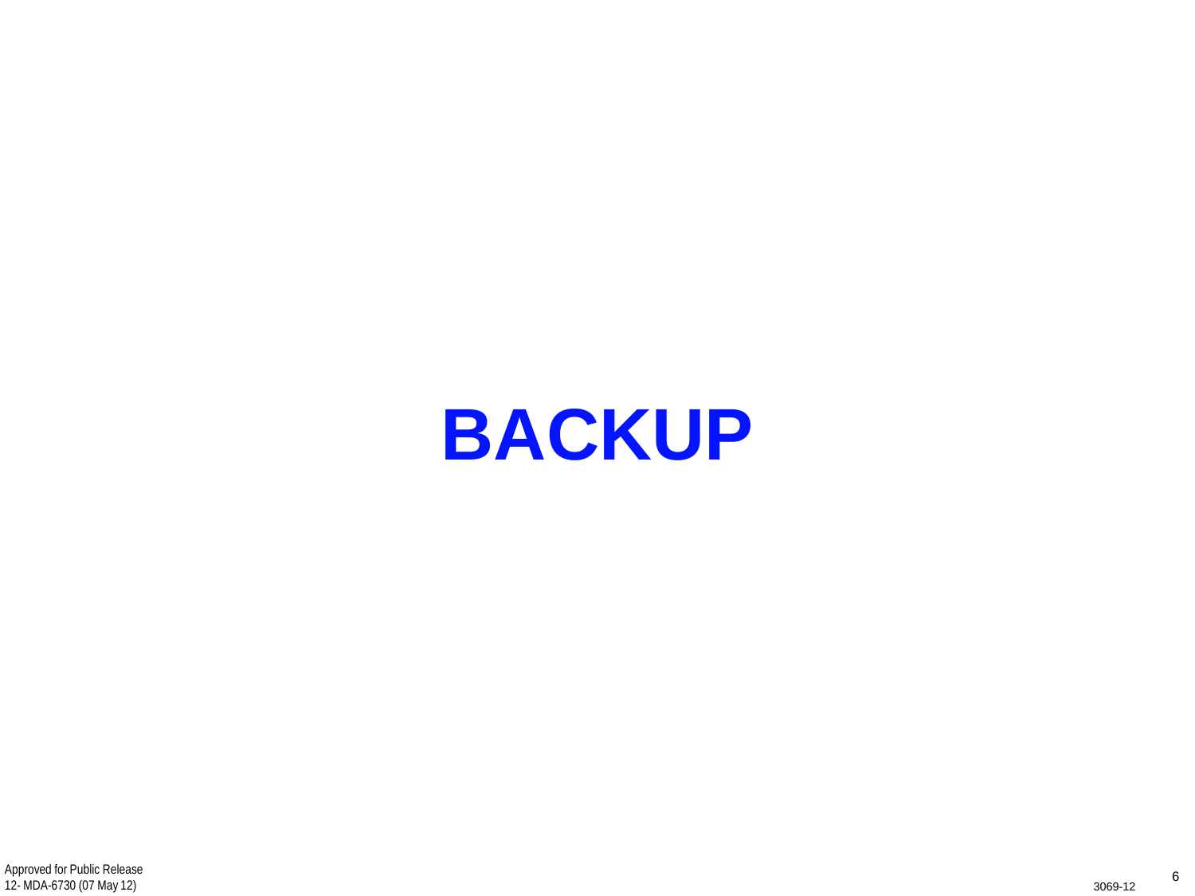# BACKUP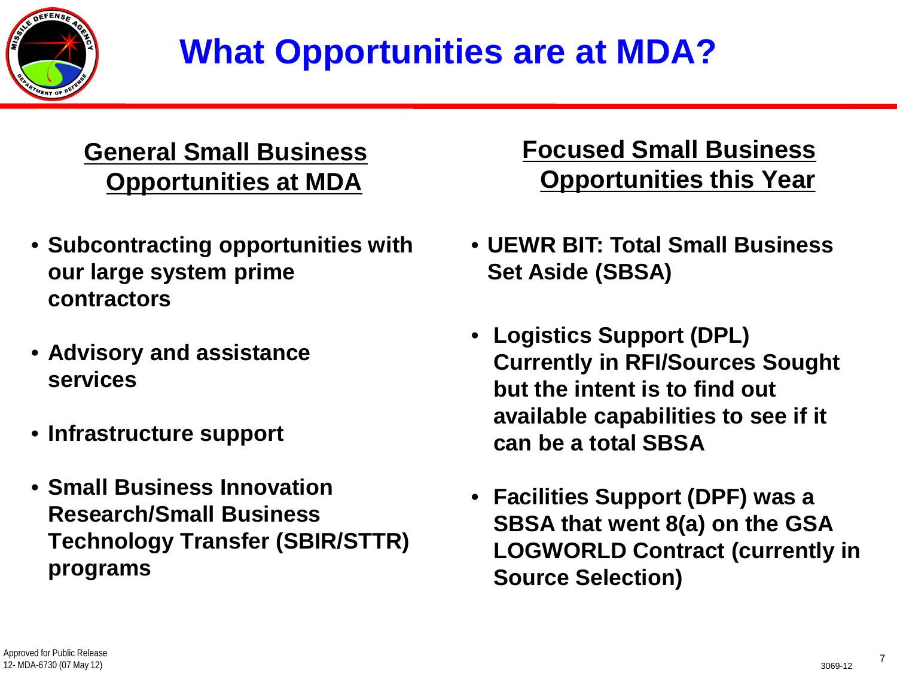# What Opportunities are at MDA?

## General Small Business Opportunities at MDA

- **Subcontracting opportunities with our large system prime contractors**
- **Advisory and assistance services**
- **Infrastructure support**
- **Small Business Innovation Research/Small Business Technology Transfer (SBIR/STTR) programs**

## Focused Small Business Opportunities this Year

- **UEWR BIT: Total Small Business Set Aside (SBSA)**
- **Logistics Support (DPL) Currently in RFI/Sources Sought but the intent is to find out available capabilities to see if it can be a total SBSA**
- **Facilities Support (DPF) was a SBSA that went 8(a) on the GSA LOGWORLD Contract (currently in Source Selection)**

Approved for Public Release
12- MDA-6730 (07 May 12)

3069-12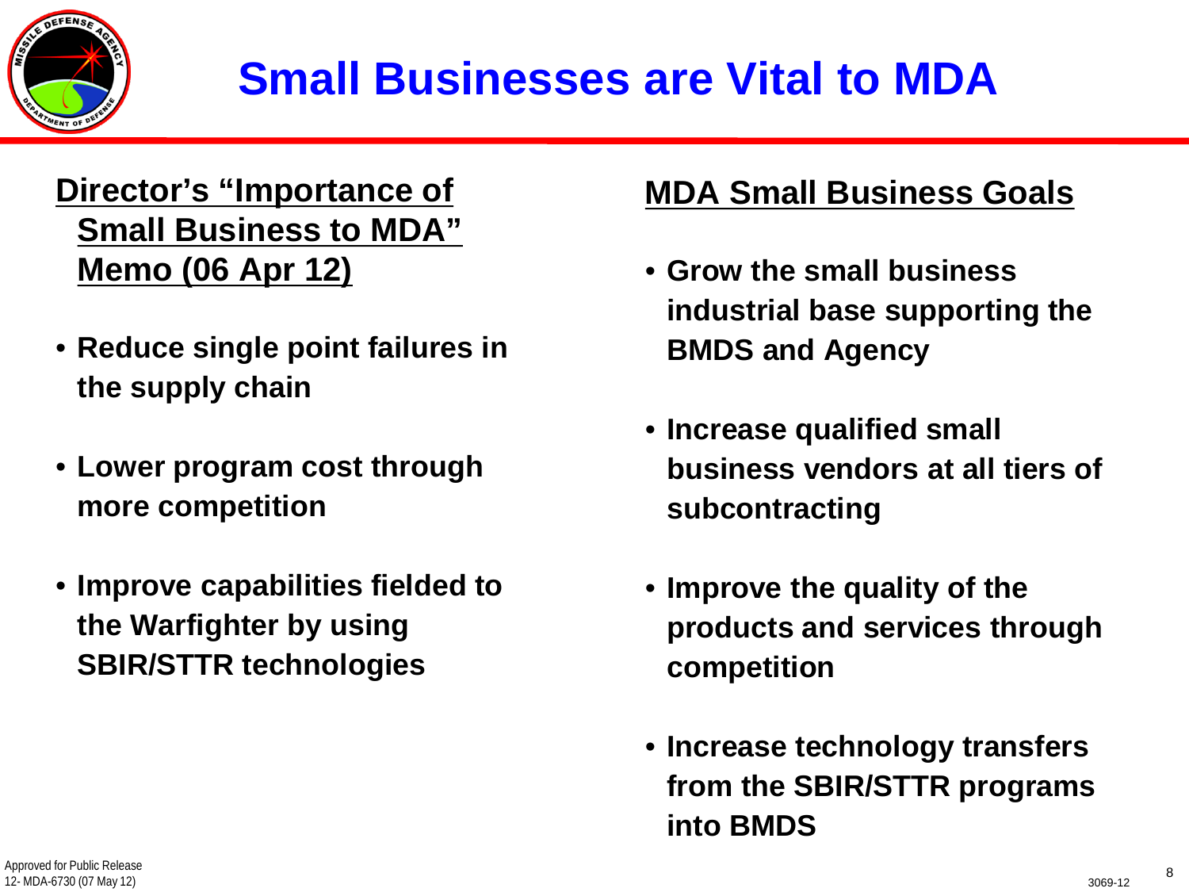# Small Businesses are Vital to MDA

## Director's "Importance of Small Business to MDA" Memo (06 Apr 12)

- **Reduce single point failures in the supply chain**
- **Lower program cost through more competition**
- **Improve capabilities fielded to the Warfighter by using SBIR/STTR technologies**

## MDA Small Business Goals

- **Grow the small business industrial base supporting the BMDS and Agency**
- **Increase qualified small business vendors at all tiers of subcontracting**
- **Improve the quality of the products and services through competition**
- **Increase technology transfers from the SBIR/STTR programs into BMDS**

Approved for Public Release
12- MDA-6730 (07 May 12)

3069-12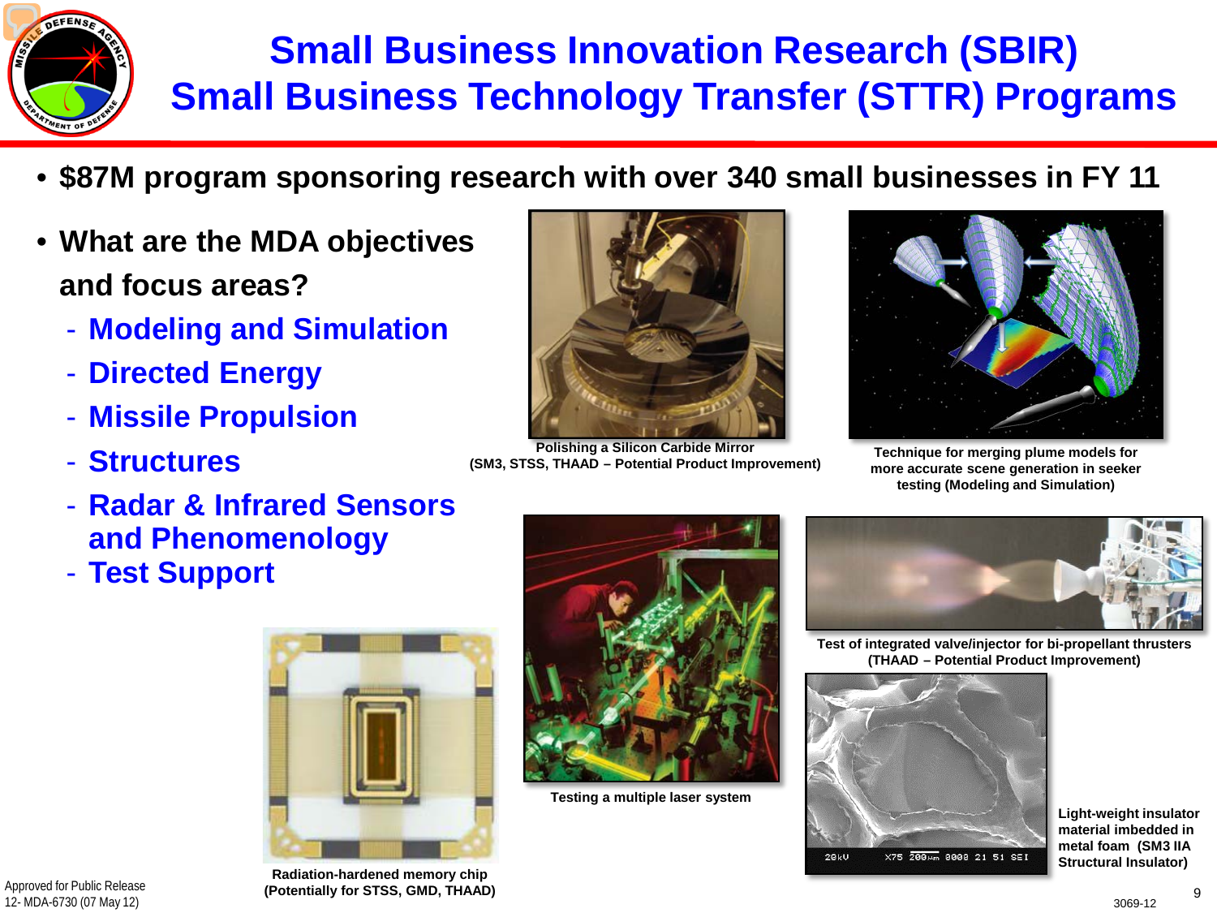# Small Business Innovation Research (SBIR) Small Business Technology Transfer (STTR) Programs

- **$87M program sponsoring research with over 340 small businesses in FY 11**
- **What are the MDA objectives and focus areas?**
  - **Modeling and Simulation**
  - **Directed Energy**
  - **Missile Propulsion**
  - **Structures**
  - **Radar & Infrared Sensors and Phenomenology**
  - **Test Support**

**Polishing a Silicon Carbide Mirror (SM3, STSS, THAAD – Potential Product Improvement)**

**Technique for merging plume models for more accurate scene generation in seeker testing (Modeling and Simulation)**

**Testing a multiple laser system**

**Test of integrated valve/injector for bi-propellant thrusters (THAAD – Potential Product Improvement)**

**Radiation-hardened memory chip (Potentially for STSS, GMD, THAAD)**

**Light-weight insulator material imbedded in metal foam (SM3 IIA Structural Insulator)**

Approved for Public Release
12- MDA-6730 (07 May 12)

3069-12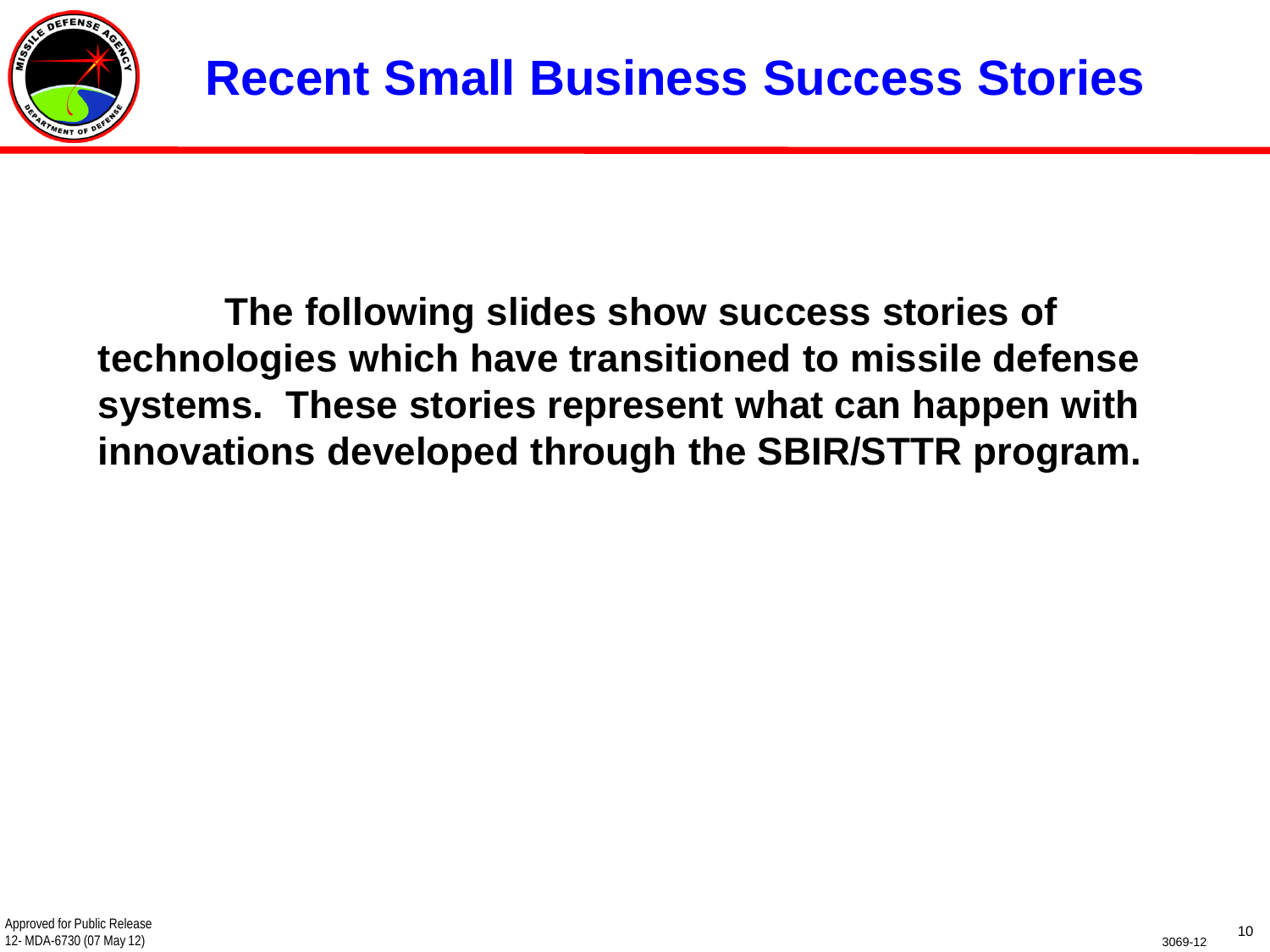# Recent Small Business Success Stories

**The following slides show success stories of technologies which have transitioned to missile defense systems. These stories represent what can happen with innovations developed through the SBIR/STTR program.**

Approved for Public Release
12- MDA-6730 (07 May 12)

3069-12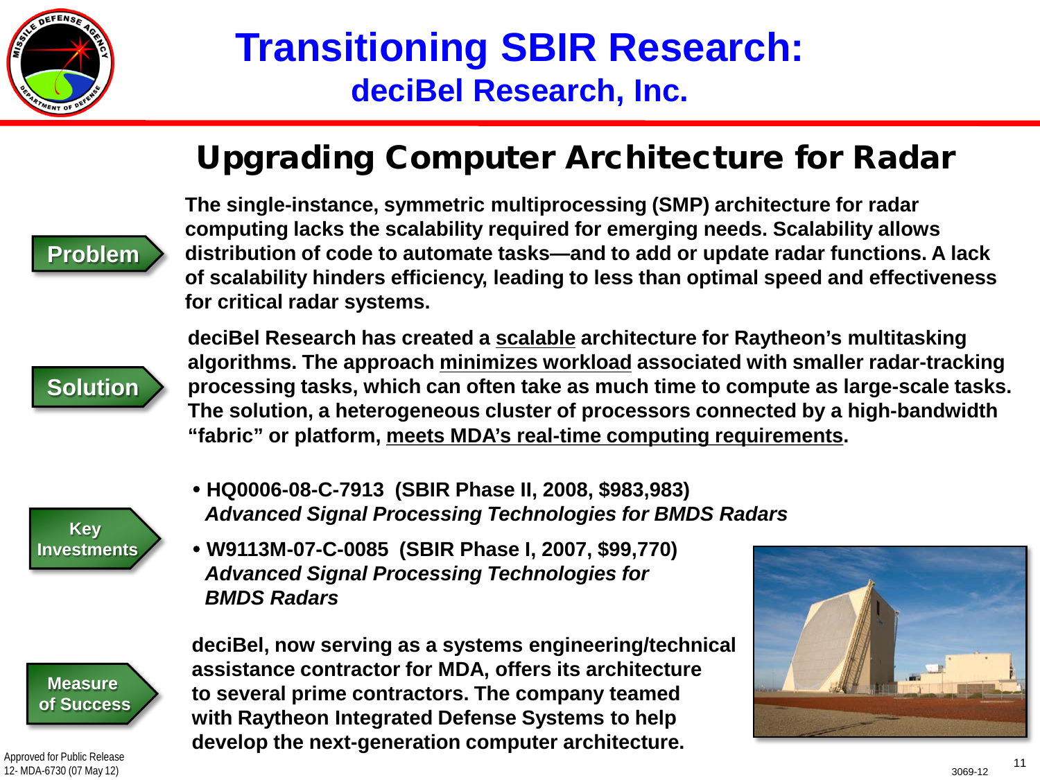# Transitioning SBIR Research:

## deciBel Research, Inc.

## Upgrading Computer Architecture for Radar

**Problem**

**The single-instance, symmetric multiprocessing (SMP) architecture for radar computing lacks the scalability required for emerging needs. Scalability allows distribution of code to automate tasks—and to add or update radar functions. A lack of scalability hinders efficiency, leading to less than optimal speed and effectiveness for critical radar systems.**

**Solution**

**deciBel Research has created a <u>scalable</u> architecture for Raytheon's multitasking algorithms. The approach <u>minimizes workload</u> associated with smaller radar-tracking processing tasks, which can often take as much time to compute as large-scale tasks. The solution, a heterogeneous cluster of processors connected by a high-bandwidth "fabric" or platform, <u>meets MDA's real-time computing requirements</u>.**

**Key Investments**

- **HQ0006-08-C-7913 (SBIR Phase II, 2008, $983,983)**
  ***Advanced Signal Processing Technologies for BMDS Radars***
- **W9113M-07-C-0085 (SBIR Phase I, 2007, $99,770)**
  ***Advanced Signal Processing Technologies for BMDS Radars***

**Measure of Success**

**deciBel, now serving as a systems engineering/technical assistance contractor for MDA, offers its architecture to several prime contractors. The company teamed with Raytheon Integrated Defense Systems to help develop the next-generation computer architecture.**

Approved for Public Release
12- MDA-6730 (07 May 12)

3069-12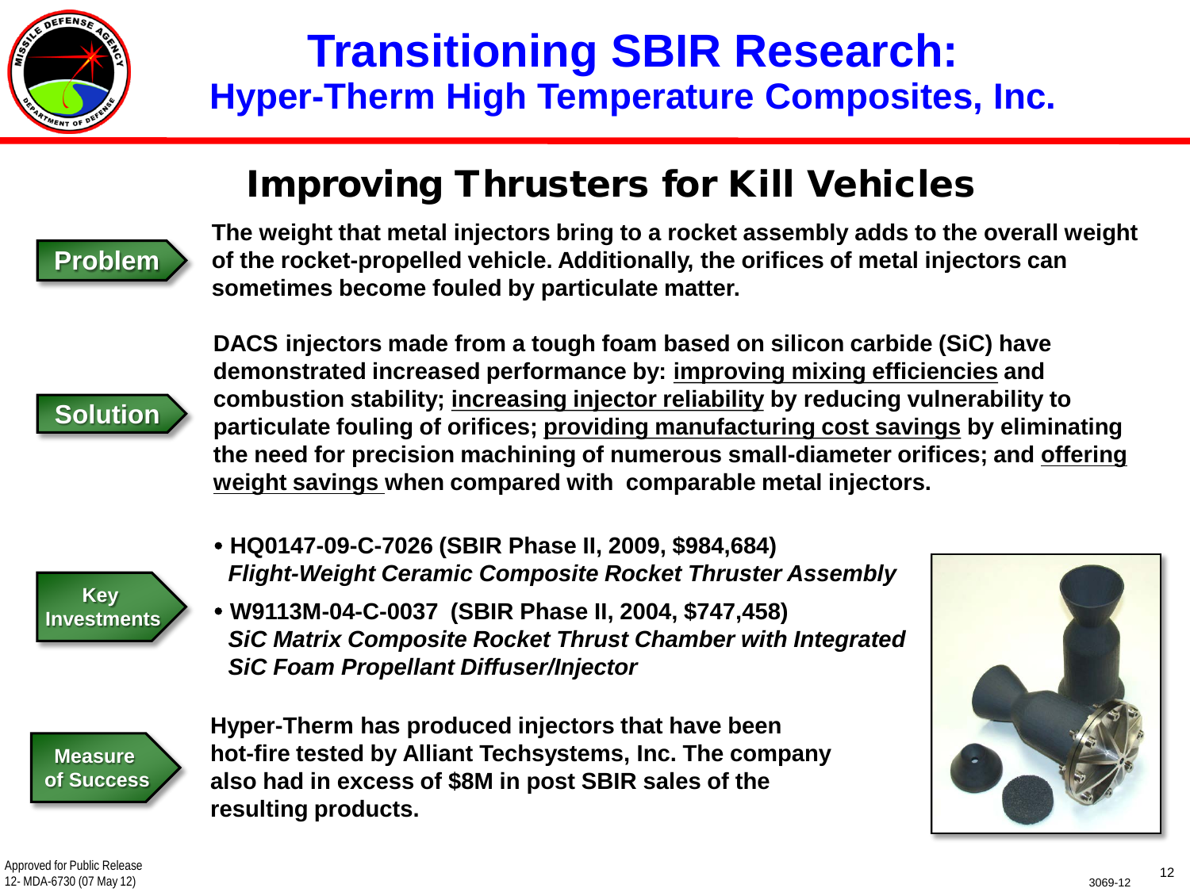# Transitioning SBIR Research:

## Hyper-Therm High Temperature Composites, Inc.

### Improving Thrusters for Kill Vehicles

**Problem**

**The weight that metal injectors bring to a rocket assembly adds to the overall weight of the rocket-propelled vehicle. Additionally, the orifices of metal injectors can sometimes become fouled by particulate matter.**

**Solution**

**DACS injectors made from a tough foam based on silicon carbide (SiC) have demonstrated increased performance by: improving mixing efficiencies and combustion stability; increasing injector reliability by reducing vulnerability to particulate fouling of orifices; providing manufacturing cost savings by eliminating the need for precision machining of numerous small-diameter orifices; and offering weight savings when compared with comparable metal injectors.**

**Key Investments**

- **HQ0147-09-C-7026 (SBIR Phase II, 2009, $984,684)**
  ***Flight-Weight Ceramic Composite Rocket Thruster Assembly***
- **W9113M-04-C-0037 (SBIR Phase II, 2004, $747,458)**
  ***SiC Matrix Composite Rocket Thrust Chamber with Integrated SiC Foam Propellant Diffuser/Injector***

**Measure of Success**

**Hyper-Therm has produced injectors that have been hot-fire tested by Alliant Techsystems, Inc. The company also had in excess of $8M in post SBIR sales of the resulting products.**

Approved for Public Release
12- MDA-6730 (07 May 12)

3069-12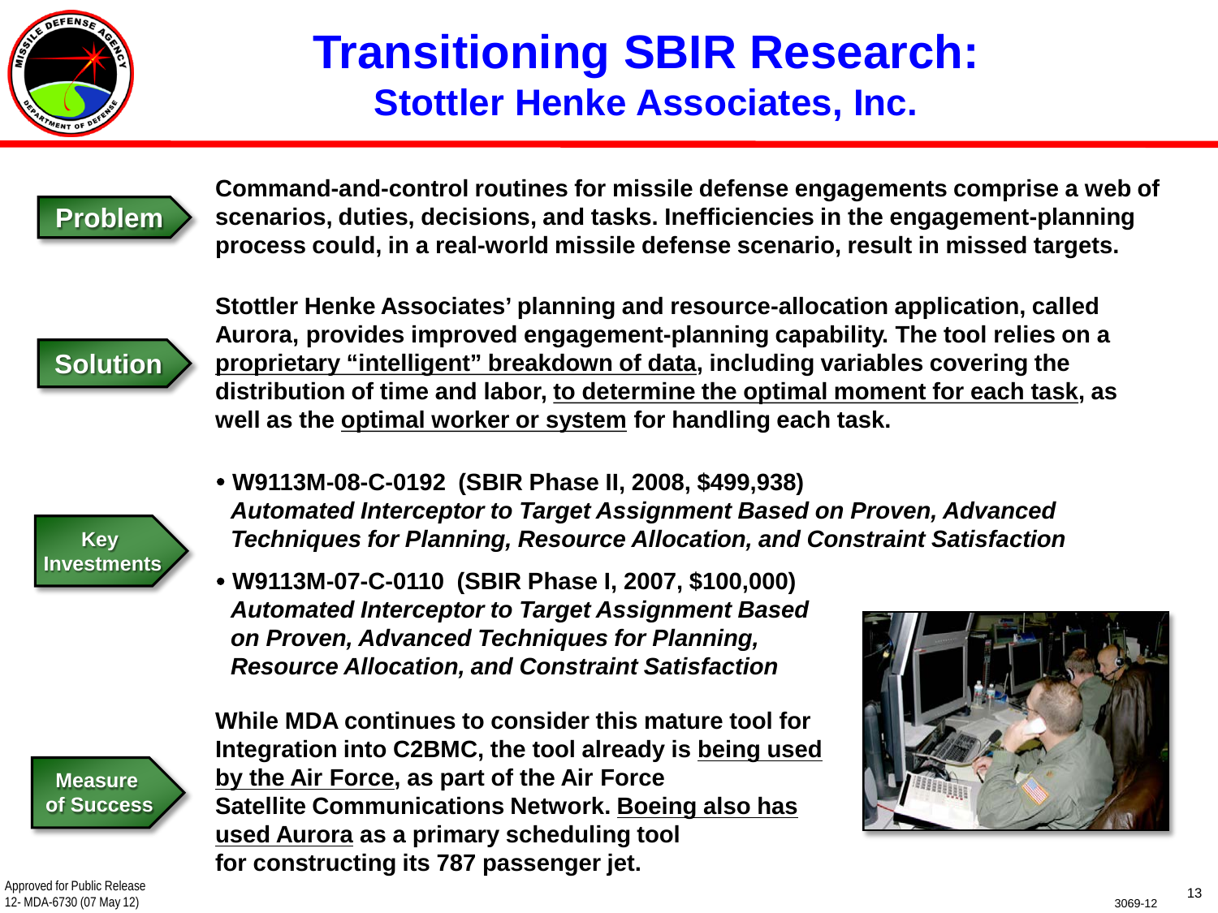# Transitioning SBIR Research:

## Stottler Henke Associates, Inc.

**Problem**

**Command-and-control routines for missile defense engagements comprise a web of scenarios, duties, decisions, and tasks. Inefficiencies in the engagement-planning process could, in a real-world missile defense scenario, result in missed targets.**

**Solution**

**Stottler Henke Associates' planning and resource-allocation application, called Aurora, provides improved engagement-planning capability. The tool relies on a <u>proprietary "intelligent" breakdown of data</u>, including variables covering the distribution of time and labor, <u>to determine the optimal moment for each task</u>, as well as the <u>optimal worker or system</u> for handling each task.**

**Key Investments**

- **W9113M-08-C-0192 (SBIR Phase II, 2008, $499,938)**
  ***Automated Interceptor to Target Assignment Based on Proven, Advanced Techniques for Planning, Resource Allocation, and Constraint Satisfaction***
- **W9113M-07-C-0110 (SBIR Phase I, 2007, $100,000)**
  ***Automated Interceptor to Target Assignment Based on Proven, Advanced Techniques for Planning, Resource Allocation, and Constraint Satisfaction***

**Measure of Success**

**While MDA continues to consider this mature tool for Integration into C2BMC, the tool already is <u>being used by the Air Force</u>, as part of the Air Force Satellite Communications Network. <u>Boeing also has used Aurora</u> as a primary scheduling tool for constructing its 787 passenger jet.**

Approved for Public Release
12- MDA-6730 (07 May 12)

3069-12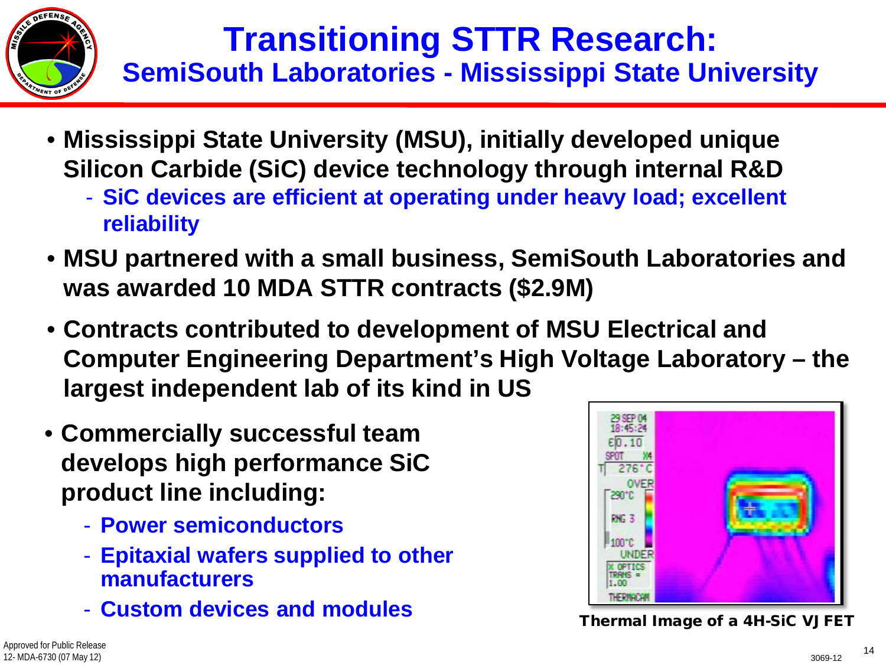# Transitioning STTR Research:

## SemiSouth Laboratories - Mississippi State University

- **Mississippi State University (MSU), initially developed unique Silicon Carbide (SiC) device technology through internal R&D**
  - **SiC devices are efficient at operating under heavy load; excellent reliability**
- **MSU partnered with a small business, SemiSouth Laboratories and was awarded 10 MDA STTR contracts ($2.9M)**
- **Contracts contributed to development of MSU Electrical and Computer Engineering Department's High Voltage Laboratory – the largest independent lab of its kind in US**
- **Commercially successful team develops high performance SiC product line including:**
  - **Power semiconductors**
  - **Epitaxial wafers supplied to other manufacturers**
  - **Custom devices and modules**

**Thermal Image of a 4H-SiC VJFET**

Approved for Public Release
12- MDA-6730 (07 May 12)

3069-12